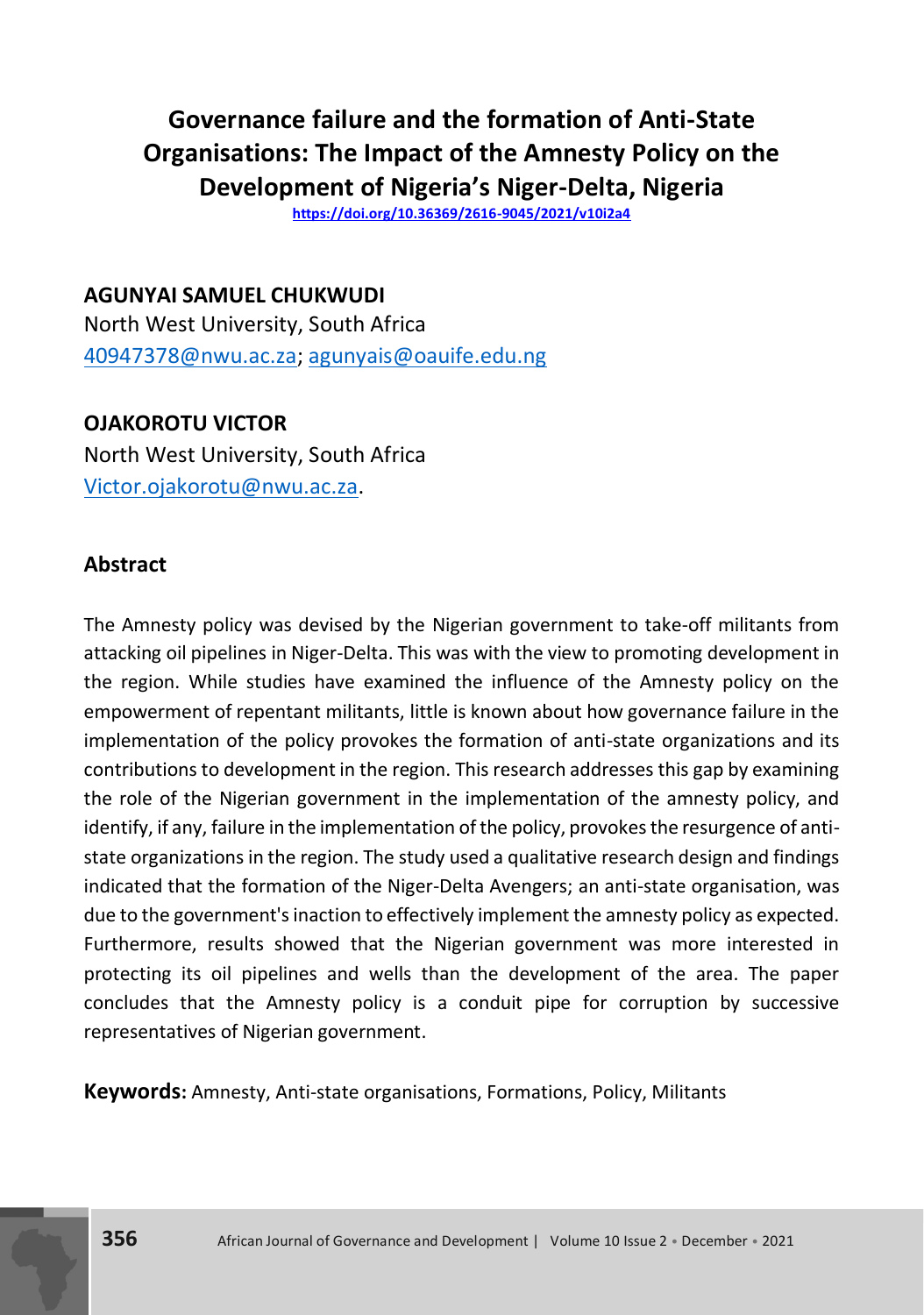# Governance failure and the formation of Anti-State Organisations: The Impact of the Amnesty Policy on the Development of Nigeria's Niger-Delta, Nigeria

https://doi.org/10.36369/2616-9045/2021/v10i2a4

**AGUNYAI SAMUEL CHUKWUDI**
North West University, South Africa
40947378@nwu.ac.za; agunyais@oauife.edu.ng

**OJAKOROTU VICTOR**
North West University, South Africa
Victor.ojakorotu@nwu.ac.za.

## Abstract

The Amnesty policy was devised by the Nigerian government to take-off militants from attacking oil pipelines in Niger-Delta. This was with the view to promoting development in the region. While studies have examined the influence of the Amnesty policy on the empowerment of repentant militants, little is known about how governance failure in the implementation of the policy provokes the formation of anti-state organizations and its contributions to development in the region. This research addresses this gap by examining the role of the Nigerian government in the implementation of the amnesty policy, and identify, if any, failure in the implementation of the policy, provokes the resurgence of anti-state organizations in the region. The study used a qualitative research design and findings indicated that the formation of the Niger-Delta Avengers; an anti-state organisation, was due to the government's inaction to effectively implement the amnesty policy as expected. Furthermore, results showed that the Nigerian government was more interested in protecting its oil pipelines and wells than the development of the area. The paper concludes that the Amnesty policy is a conduit pipe for corruption by successive representatives of Nigerian government.

**Keywords:** Amnesty, Anti-state organisations, Formations, Policy, Militants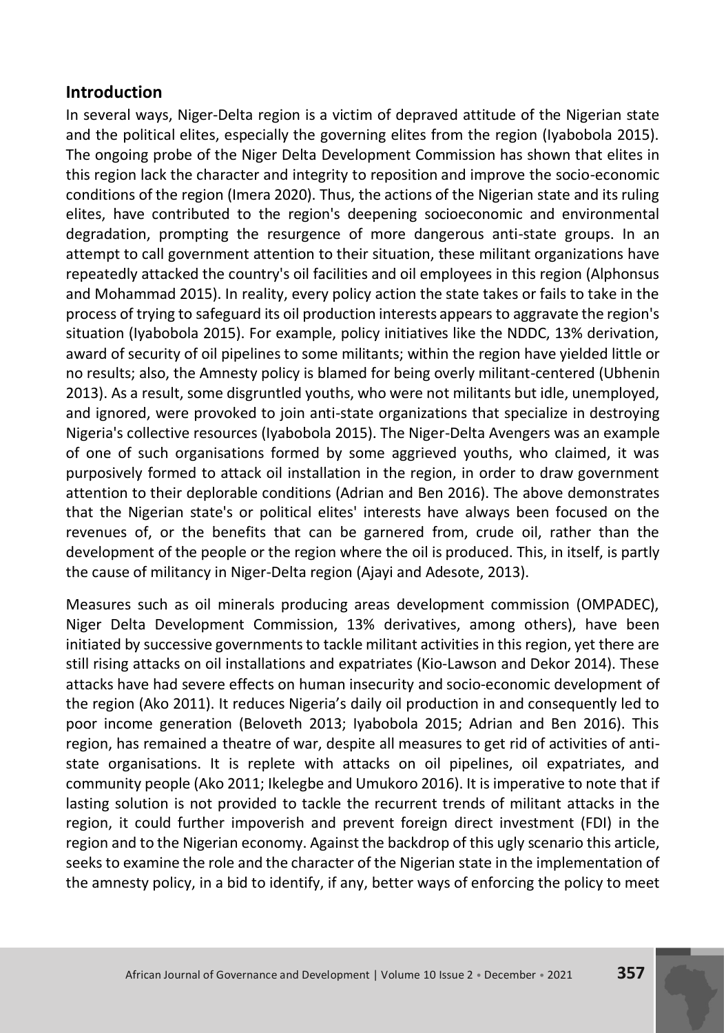## Introduction

In several ways, Niger-Delta region is a victim of depraved attitude of the Nigerian state and the political elites, especially the governing elites from the region (Iyabobola 2015). The ongoing probe of the Niger Delta Development Commission has shown that elites in this region lack the character and integrity to reposition and improve the socio-economic conditions of the region (Imera 2020). Thus, the actions of the Nigerian state and its ruling elites, have contributed to the region's deepening socioeconomic and environmental degradation, prompting the resurgence of more dangerous anti-state groups. In an attempt to call government attention to their situation, these militant organizations have repeatedly attacked the country's oil facilities and oil employees in this region (Alphonsus and Mohammad 2015). In reality, every policy action the state takes or fails to take in the process of trying to safeguard its oil production interests appears to aggravate the region's situation (Iyabobola 2015). For example, policy initiatives like the NDDC, 13% derivation, award of security of oil pipelines to some militants; within the region have yielded little or no results; also, the Amnesty policy is blamed for being overly militant-centered (Ubhenin 2013). As a result, some disgruntled youths, who were not militants but idle, unemployed, and ignored, were provoked to join anti-state organizations that specialize in destroying Nigeria's collective resources (Iyabobola 2015). The Niger-Delta Avengers was an example of one of such organisations formed by some aggrieved youths, who claimed, it was purposively formed to attack oil installation in the region, in order to draw government attention to their deplorable conditions (Adrian and Ben 2016). The above demonstrates that the Nigerian state's or political elites' interests have always been focused on the revenues of, or the benefits that can be garnered from, crude oil, rather than the development of the people or the region where the oil is produced. This, in itself, is partly the cause of militancy in Niger-Delta region (Ajayi and Adesote, 2013).

Measures such as oil minerals producing areas development commission (OMPADEC), Niger Delta Development Commission, 13% derivatives, among others), have been initiated by successive governments to tackle militant activities in this region, yet there are still rising attacks on oil installations and expatriates (Kio-Lawson and Dekor 2014). These attacks have had severe effects on human insecurity and socio-economic development of the region (Ako 2011). It reduces Nigeria's daily oil production in and consequently led to poor income generation (Beloveth 2013; Iyabobola 2015; Adrian and Ben 2016). This region, has remained a theatre of war, despite all measures to get rid of activities of anti-state organisations. It is replete with attacks on oil pipelines, oil expatriates, and community people (Ako 2011; Ikelegbe and Umukoro 2016). It is imperative to note that if lasting solution is not provided to tackle the recurrent trends of militant attacks in the region, it could further impoverish and prevent foreign direct investment (FDI) in the region and to the Nigerian economy. Against the backdrop of this ugly scenario this article, seeks to examine the role and the character of the Nigerian state in the implementation of the amnesty policy, in a bid to identify, if any, better ways of enforcing the policy to meet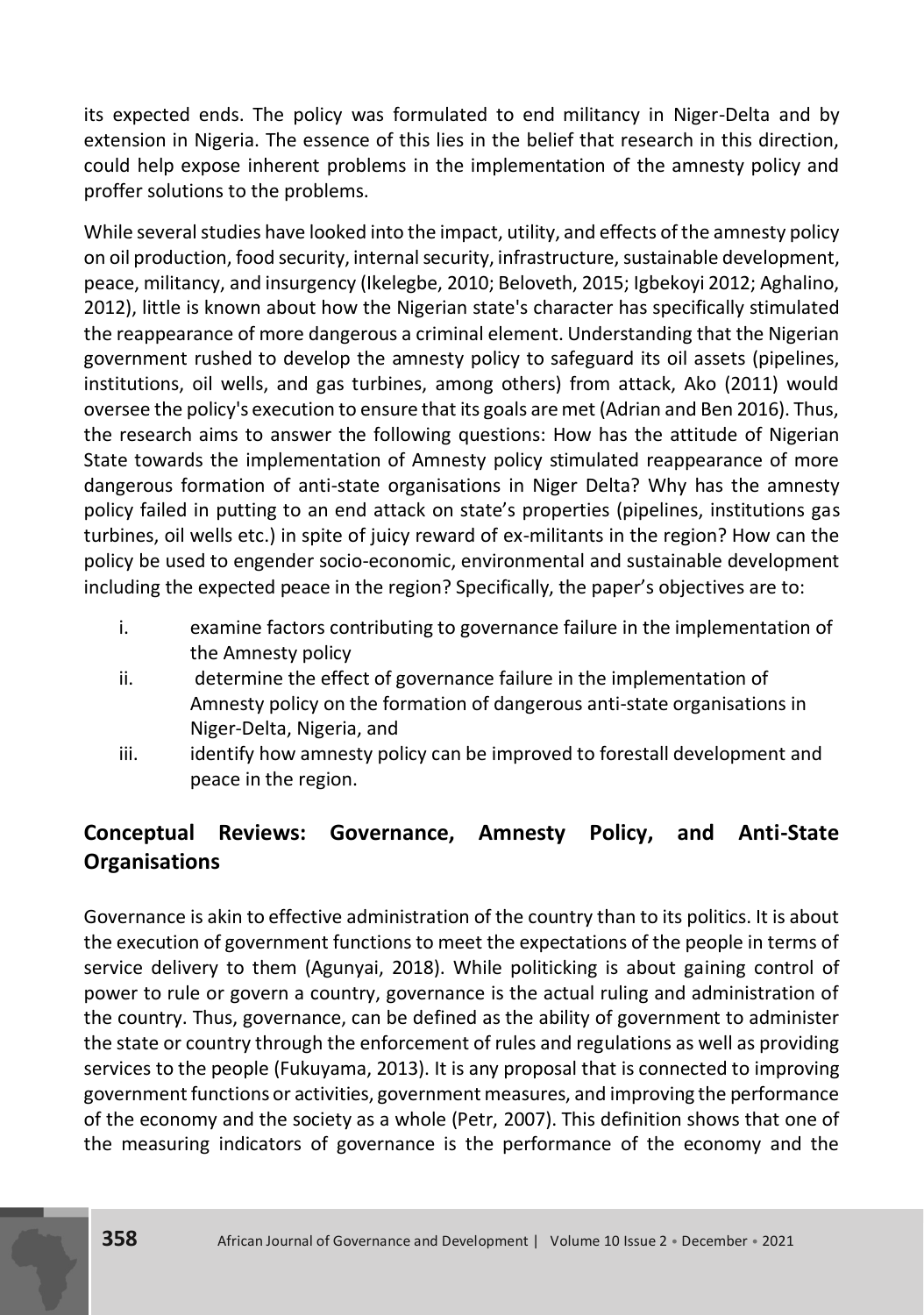its expected ends. The policy was formulated to end militancy in Niger-Delta and by extension in Nigeria. The essence of this lies in the belief that research in this direction, could help expose inherent problems in the implementation of the amnesty policy and proffer solutions to the problems.

While several studies have looked into the impact, utility, and effects of the amnesty policy on oil production, food security, internal security, infrastructure, sustainable development, peace, militancy, and insurgency (Ikelegbe, 2010; Beloveth, 2015; Igbekoyi 2012; Aghalino, 2012), little is known about how the Nigerian state's character has specifically stimulated the reappearance of more dangerous a criminal element. Understanding that the Nigerian government rushed to develop the amnesty policy to safeguard its oil assets (pipelines, institutions, oil wells, and gas turbines, among others) from attack, Ako (2011) would oversee the policy's execution to ensure that its goals are met (Adrian and Ben 2016). Thus, the research aims to answer the following questions: How has the attitude of Nigerian State towards the implementation of Amnesty policy stimulated reappearance of more dangerous formation of anti-state organisations in Niger Delta? Why has the amnesty policy failed in putting to an end attack on state's properties (pipelines, institutions gas turbines, oil wells etc.) in spite of juicy reward of ex-militants in the region? How can the policy be used to engender socio-economic, environmental and sustainable development including the expected peace in the region? Specifically, the paper's objectives are to:

i. examine factors contributing to governance failure in the implementation of the Amnesty policy
ii. determine the effect of governance failure in the implementation of Amnesty policy on the formation of dangerous anti-state organisations in Niger-Delta, Nigeria, and
iii. identify how amnesty policy can be improved to forestall development and peace in the region.

## Conceptual Reviews: Governance, Amnesty Policy, and Anti-State Organisations

Governance is akin to effective administration of the country than to its politics. It is about the execution of government functions to meet the expectations of the people in terms of service delivery to them (Agunyai, 2018). While politicking is about gaining control of power to rule or govern a country, governance is the actual ruling and administration of the country. Thus, governance, can be defined as the ability of government to administer the state or country through the enforcement of rules and regulations as well as providing services to the people (Fukuyama, 2013). It is any proposal that is connected to improving government functions or activities, government measures, and improving the performance of the economy and the society as a whole (Petr, 2007). This definition shows that one of the measuring indicators of governance is the performance of the economy and the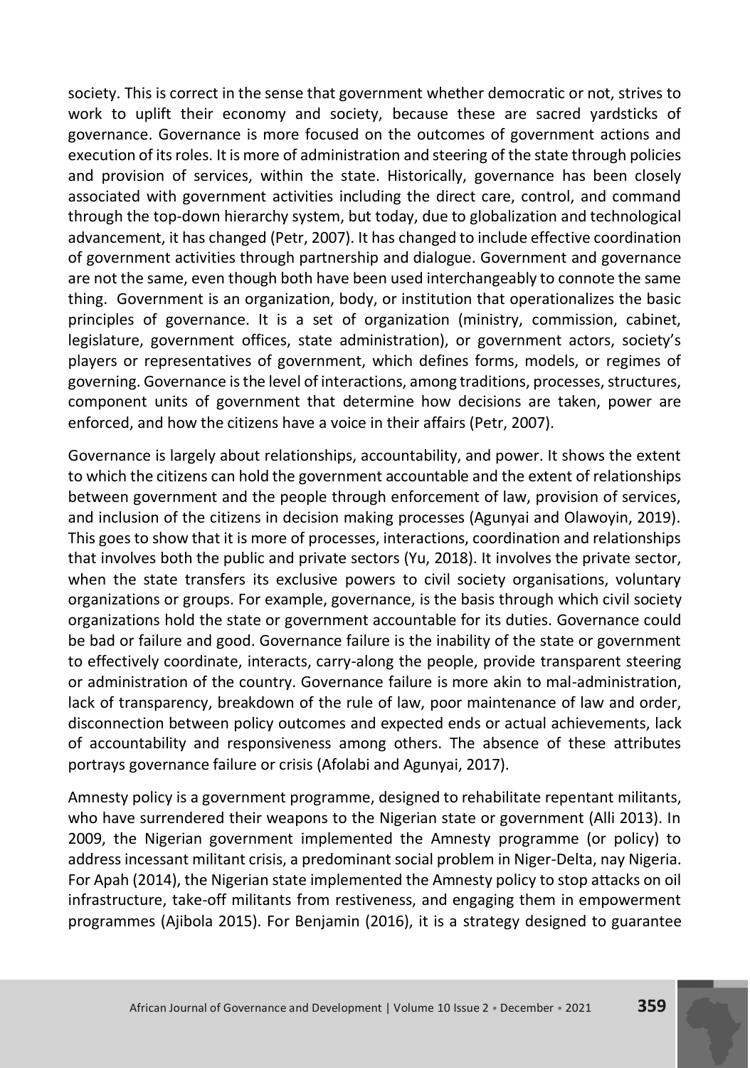society. This is correct in the sense that government whether democratic or not, strives to work to uplift their economy and society, because these are sacred yardsticks of governance. Governance is more focused on the outcomes of government actions and execution of its roles. It is more of administration and steering of the state through policies and provision of services, within the state. Historically, governance has been closely associated with government activities including the direct care, control, and command through the top-down hierarchy system, but today, due to globalization and technological advancement, it has changed (Petr, 2007). It has changed to include effective coordination of government activities through partnership and dialogue. Government and governance are not the same, even though both have been used interchangeably to connote the same thing. Government is an organization, body, or institution that operationalizes the basic principles of governance. It is a set of organization (ministry, commission, cabinet, legislature, government offices, state administration), or government actors, society's players or representatives of government, which defines forms, models, or regimes of governing. Governance is the level of interactions, among traditions, processes, structures, component units of government that determine how decisions are taken, power are enforced, and how the citizens have a voice in their affairs (Petr, 2007).

Governance is largely about relationships, accountability, and power. It shows the extent to which the citizens can hold the government accountable and the extent of relationships between government and the people through enforcement of law, provision of services, and inclusion of the citizens in decision making processes (Agunyai and Olawoyin, 2019). This goes to show that it is more of processes, interactions, coordination and relationships that involves both the public and private sectors (Yu, 2018). It involves the private sector, when the state transfers its exclusive powers to civil society organisations, voluntary organizations or groups. For example, governance, is the basis through which civil society organizations hold the state or government accountable for its duties. Governance could be bad or failure and good. Governance failure is the inability of the state or government to effectively coordinate, interacts, carry-along the people, provide transparent steering or administration of the country. Governance failure is more akin to mal-administration, lack of transparency, breakdown of the rule of law, poor maintenance of law and order, disconnection between policy outcomes and expected ends or actual achievements, lack of accountability and responsiveness among others. The absence of these attributes portrays governance failure or crisis (Afolabi and Agunyai, 2017).

Amnesty policy is a government programme, designed to rehabilitate repentant militants, who have surrendered their weapons to the Nigerian state or government (Alli 2013). In 2009, the Nigerian government implemented the Amnesty programme (or policy) to address incessant militant crisis, a predominant social problem in Niger-Delta, nay Nigeria. For Apah (2014), the Nigerian state implemented the Amnesty policy to stop attacks on oil infrastructure, take-off militants from restiveness, and engaging them in empowerment programmes (Ajibola 2015). For Benjamin (2016), it is a strategy designed to guarantee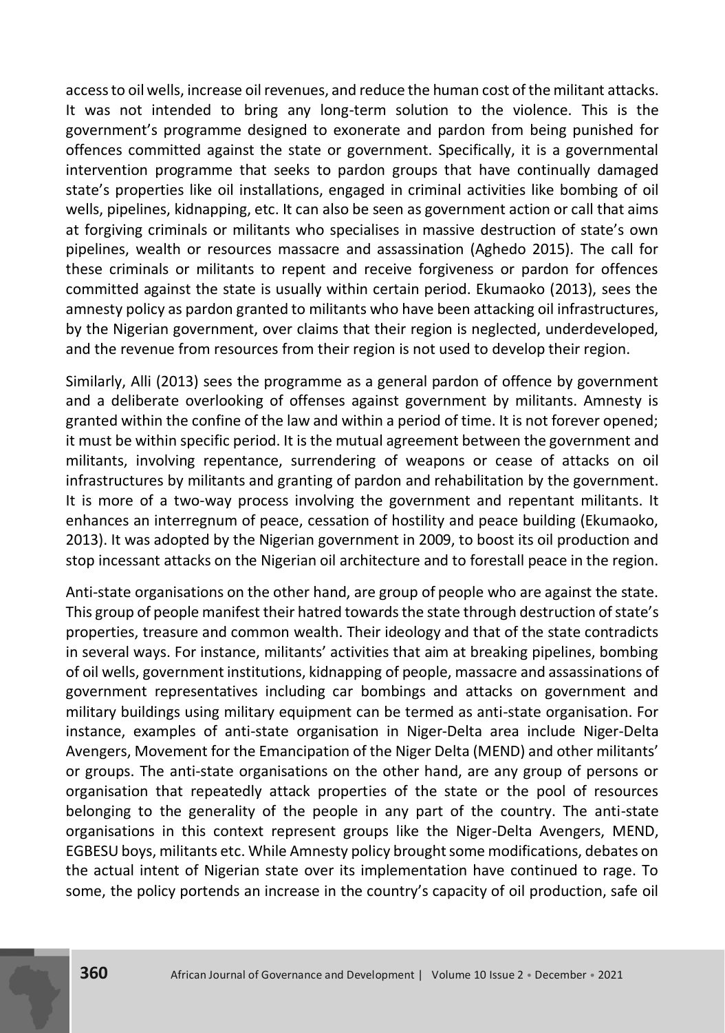access to oil wells, increase oil revenues, and reduce the human cost of the militant attacks. It was not intended to bring any long-term solution to the violence. This is the government's programme designed to exonerate and pardon from being punished for offences committed against the state or government. Specifically, it is a governmental intervention programme that seeks to pardon groups that have continually damaged state's properties like oil installations, engaged in criminal activities like bombing of oil wells, pipelines, kidnapping, etc. It can also be seen as government action or call that aims at forgiving criminals or militants who specialises in massive destruction of state's own pipelines, wealth or resources massacre and assassination (Aghedo 2015). The call for these criminals or militants to repent and receive forgiveness or pardon for offences committed against the state is usually within certain period. Ekumaoko (2013), sees the amnesty policy as pardon granted to militants who have been attacking oil infrastructures, by the Nigerian government, over claims that their region is neglected, underdeveloped, and the revenue from resources from their region is not used to develop their region.

Similarly, Alli (2013) sees the programme as a general pardon of offence by government and a deliberate overlooking of offenses against government by militants. Amnesty is granted within the confine of the law and within a period of time. It is not forever opened; it must be within specific period. It is the mutual agreement between the government and militants, involving repentance, surrendering of weapons or cease of attacks on oil infrastructures by militants and granting of pardon and rehabilitation by the government. It is more of a two-way process involving the government and repentant militants. It enhances an interregnum of peace, cessation of hostility and peace building (Ekumaoko, 2013). It was adopted by the Nigerian government in 2009, to boost its oil production and stop incessant attacks on the Nigerian oil architecture and to forestall peace in the region.

Anti-state organisations on the other hand, are group of people who are against the state. This group of people manifest their hatred towards the state through destruction of state's properties, treasure and common wealth. Their ideology and that of the state contradicts in several ways. For instance, militants' activities that aim at breaking pipelines, bombing of oil wells, government institutions, kidnapping of people, massacre and assassinations of government representatives including car bombings and attacks on government and military buildings using military equipment can be termed as anti-state organisation. For instance, examples of anti-state organisation in Niger-Delta area include Niger-Delta Avengers, Movement for the Emancipation of the Niger Delta (MEND) and other militants' or groups. The anti-state organisations on the other hand, are any group of persons or organisation that repeatedly attack properties of the state or the pool of resources belonging to the generality of the people in any part of the country. The anti-state organisations in this context represent groups like the Niger-Delta Avengers, MEND, EGBESU boys, militants etc. While Amnesty policy brought some modifications, debates on the actual intent of Nigerian state over its implementation have continued to rage. To some, the policy portends an increase in the country's capacity of oil production, safe oil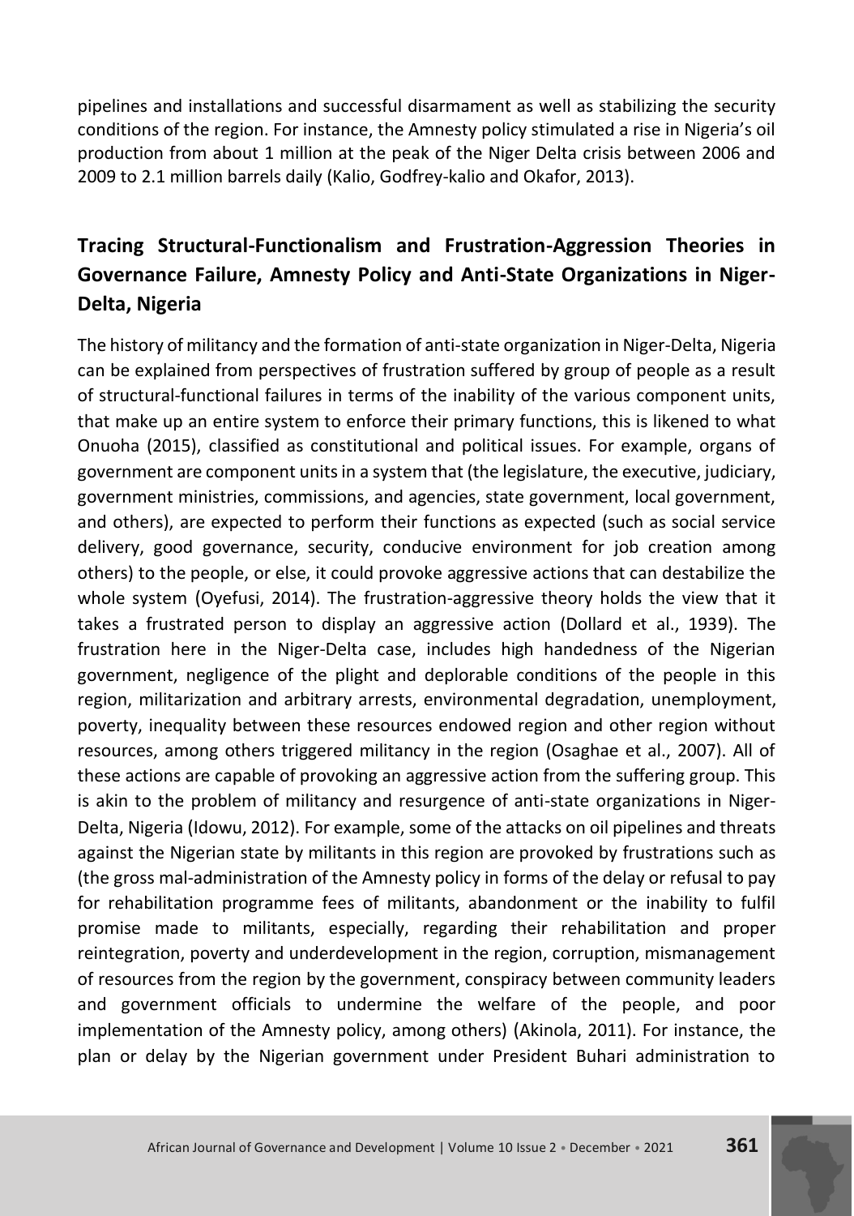pipelines and installations and successful disarmament as well as stabilizing the security conditions of the region. For instance, the Amnesty policy stimulated a rise in Nigeria's oil production from about 1 million at the peak of the Niger Delta crisis between 2006 and 2009 to 2.1 million barrels daily (Kalio, Godfrey-kalio and Okafor, 2013).

## Tracing Structural-Functionalism and Frustration-Aggression Theories in Governance Failure, Amnesty Policy and Anti-State Organizations in Niger-Delta, Nigeria

The history of militancy and the formation of anti-state organization in Niger-Delta, Nigeria can be explained from perspectives of frustration suffered by group of people as a result of structural-functional failures in terms of the inability of the various component units, that make up an entire system to enforce their primary functions, this is likened to what Onuoha (2015), classified as constitutional and political issues. For example, organs of government are component units in a system that (the legislature, the executive, judiciary, government ministries, commissions, and agencies, state government, local government, and others), are expected to perform their functions as expected (such as social service delivery, good governance, security, conducive environment for job creation among others) to the people, or else, it could provoke aggressive actions that can destabilize the whole system (Oyefusi, 2014). The frustration-aggressive theory holds the view that it takes a frustrated person to display an aggressive action (Dollard et al., 1939). The frustration here in the Niger-Delta case, includes high handedness of the Nigerian government, negligence of the plight and deplorable conditions of the people in this region, militarization and arbitrary arrests, environmental degradation, unemployment, poverty, inequality between these resources endowed region and other region without resources, among others triggered militancy in the region (Osaghae et al., 2007). All of these actions are capable of provoking an aggressive action from the suffering group. This is akin to the problem of militancy and resurgence of anti-state organizations in Niger-Delta, Nigeria (Idowu, 2012). For example, some of the attacks on oil pipelines and threats against the Nigerian state by militants in this region are provoked by frustrations such as (the gross mal-administration of the Amnesty policy in forms of the delay or refusal to pay for rehabilitation programme fees of militants, abandonment or the inability to fulfil promise made to militants, especially, regarding their rehabilitation and proper reintegration, poverty and underdevelopment in the region, corruption, mismanagement of resources from the region by the government, conspiracy between community leaders and government officials to undermine the welfare of the people, and poor implementation of the Amnesty policy, among others) (Akinola, 2011). For instance, the plan or delay by the Nigerian government under President Buhari administration to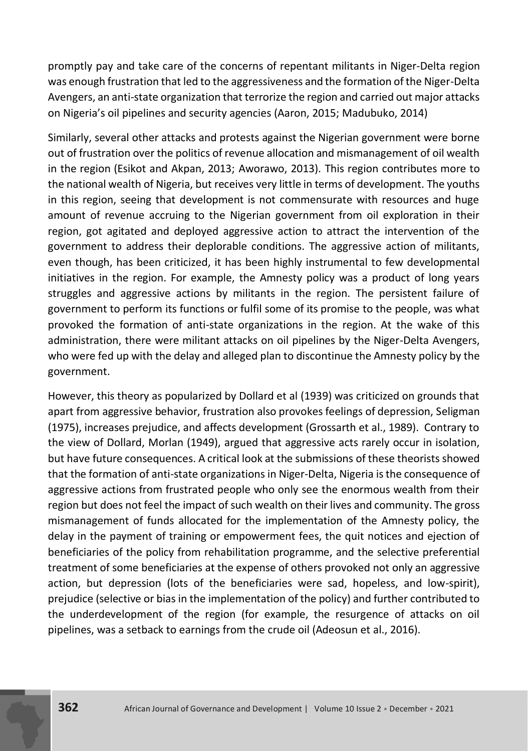promptly pay and take care of the concerns of repentant militants in Niger-Delta region was enough frustration that led to the aggressiveness and the formation of the Niger-Delta Avengers, an anti-state organization that terrorize the region and carried out major attacks on Nigeria's oil pipelines and security agencies (Aaron, 2015; Madubuko, 2014)

Similarly, several other attacks and protests against the Nigerian government were borne out of frustration over the politics of revenue allocation and mismanagement of oil wealth in the region (Esikot and Akpan, 2013; Aworawo, 2013). This region contributes more to the national wealth of Nigeria, but receives very little in terms of development. The youths in this region, seeing that development is not commensurate with resources and huge amount of revenue accruing to the Nigerian government from oil exploration in their region, got agitated and deployed aggressive action to attract the intervention of the government to address their deplorable conditions. The aggressive action of militants, even though, has been criticized, it has been highly instrumental to few developmental initiatives in the region. For example, the Amnesty policy was a product of long years struggles and aggressive actions by militants in the region. The persistent failure of government to perform its functions or fulfil some of its promise to the people, was what provoked the formation of anti-state organizations in the region. At the wake of this administration, there were militant attacks on oil pipelines by the Niger-Delta Avengers, who were fed up with the delay and alleged plan to discontinue the Amnesty policy by the government.

However, this theory as popularized by Dollard et al (1939) was criticized on grounds that apart from aggressive behavior, frustration also provokes feelings of depression, Seligman (1975), increases prejudice, and affects development (Grossarth et al., 1989). Contrary to the view of Dollard, Morlan (1949), argued that aggressive acts rarely occur in isolation, but have future consequences. A critical look at the submissions of these theorists showed that the formation of anti-state organizations in Niger-Delta, Nigeria is the consequence of aggressive actions from frustrated people who only see the enormous wealth from their region but does not feel the impact of such wealth on their lives and community. The gross mismanagement of funds allocated for the implementation of the Amnesty policy, the delay in the payment of training or empowerment fees, the quit notices and ejection of beneficiaries of the policy from rehabilitation programme, and the selective preferential treatment of some beneficiaries at the expense of others provoked not only an aggressive action, but depression (lots of the beneficiaries were sad, hopeless, and low-spirit), prejudice (selective or bias in the implementation of the policy) and further contributed to the underdevelopment of the region (for example, the resurgence of attacks on oil pipelines, was a setback to earnings from the crude oil (Adeosun et al., 2016).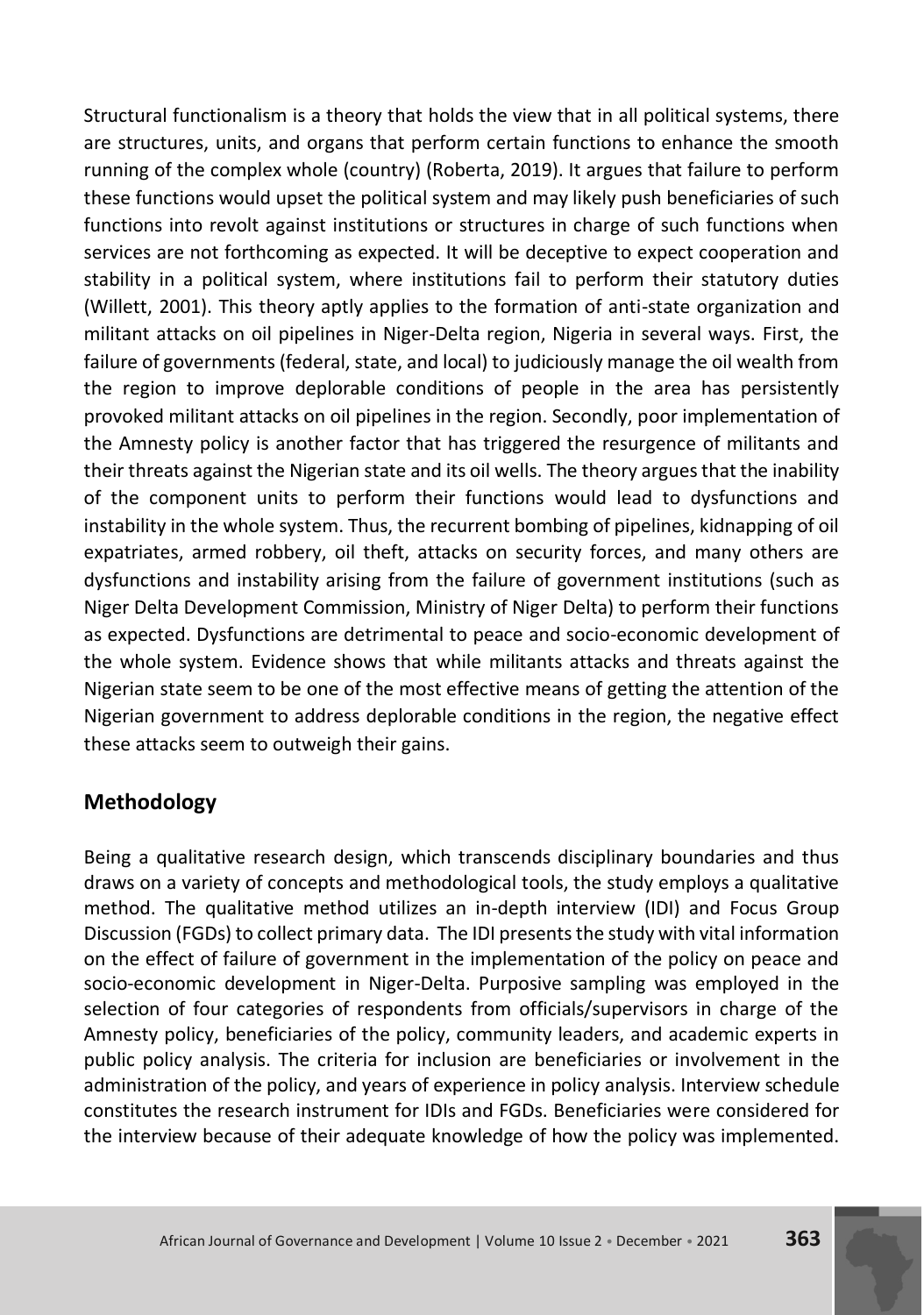Structural functionalism is a theory that holds the view that in all political systems, there are structures, units, and organs that perform certain functions to enhance the smooth running of the complex whole (country) (Roberta, 2019). It argues that failure to perform these functions would upset the political system and may likely push beneficiaries of such functions into revolt against institutions or structures in charge of such functions when services are not forthcoming as expected. It will be deceptive to expect cooperation and stability in a political system, where institutions fail to perform their statutory duties (Willett, 2001). This theory aptly applies to the formation of anti-state organization and militant attacks on oil pipelines in Niger-Delta region, Nigeria in several ways. First, the failure of governments (federal, state, and local) to judiciously manage the oil wealth from the region to improve deplorable conditions of people in the area has persistently provoked militant attacks on oil pipelines in the region. Secondly, poor implementation of the Amnesty policy is another factor that has triggered the resurgence of militants and their threats against the Nigerian state and its oil wells. The theory argues that the inability of the component units to perform their functions would lead to dysfunctions and instability in the whole system. Thus, the recurrent bombing of pipelines, kidnapping of oil expatriates, armed robbery, oil theft, attacks on security forces, and many others are dysfunctions and instability arising from the failure of government institutions (such as Niger Delta Development Commission, Ministry of Niger Delta) to perform their functions as expected. Dysfunctions are detrimental to peace and socio-economic development of the whole system. Evidence shows that while militants attacks and threats against the Nigerian state seem to be one of the most effective means of getting the attention of the Nigerian government to address deplorable conditions in the region, the negative effect these attacks seem to outweigh their gains.

## Methodology

Being a qualitative research design, which transcends disciplinary boundaries and thus draws on a variety of concepts and methodological tools, the study employs a qualitative method. The qualitative method utilizes an in-depth interview (IDI) and Focus Group Discussion (FGDs) to collect primary data. The IDI presents the study with vital information on the effect of failure of government in the implementation of the policy on peace and socio-economic development in Niger-Delta. Purposive sampling was employed in the selection of four categories of respondents from officials/supervisors in charge of the Amnesty policy, beneficiaries of the policy, community leaders, and academic experts in public policy analysis. The criteria for inclusion are beneficiaries or involvement in the administration of the policy, and years of experience in policy analysis. Interview schedule constitutes the research instrument for IDIs and FGDs. Beneficiaries were considered for the interview because of their adequate knowledge of how the policy was implemented.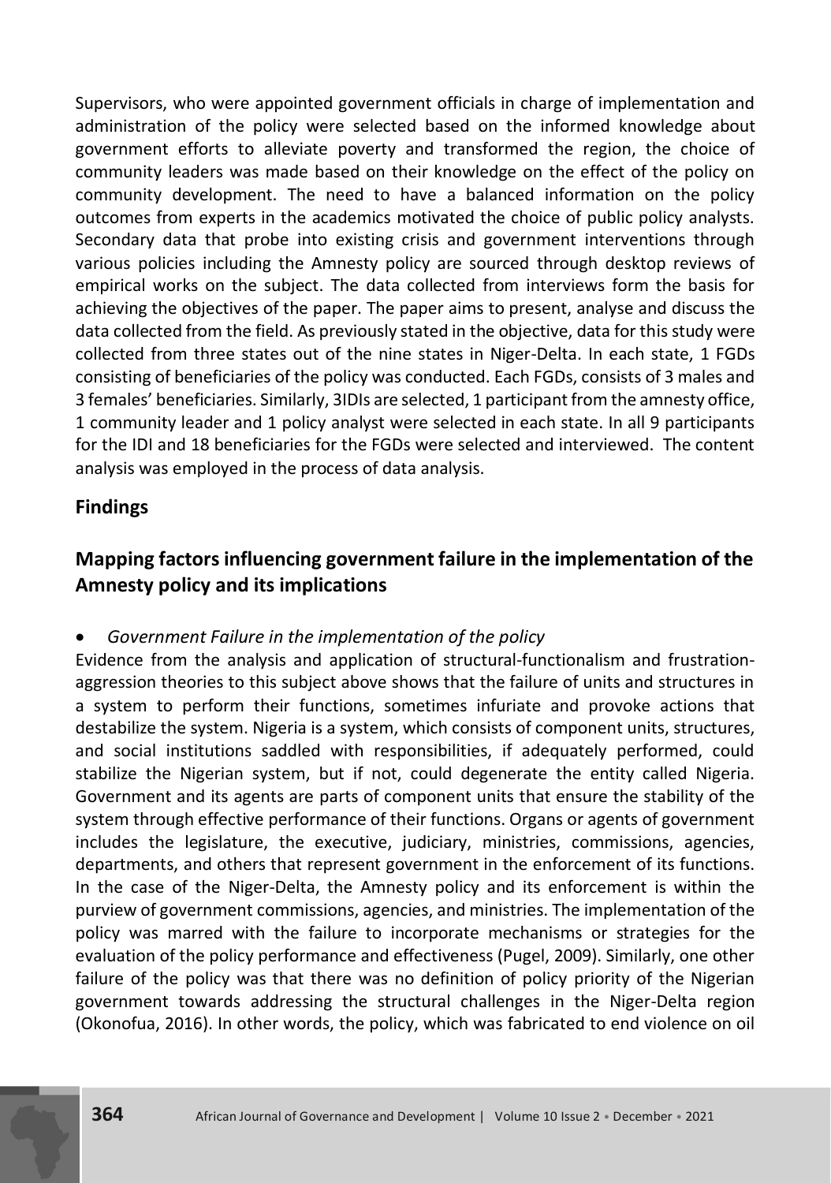Supervisors, who were appointed government officials in charge of implementation and administration of the policy were selected based on the informed knowledge about government efforts to alleviate poverty and transformed the region, the choice of community leaders was made based on their knowledge on the effect of the policy on community development. The need to have a balanced information on the policy outcomes from experts in the academics motivated the choice of public policy analysts. Secondary data that probe into existing crisis and government interventions through various policies including the Amnesty policy are sourced through desktop reviews of empirical works on the subject. The data collected from interviews form the basis for achieving the objectives of the paper. The paper aims to present, analyse and discuss the data collected from the field. As previously stated in the objective, data for this study were collected from three states out of the nine states in Niger-Delta. In each state, 1 FGDs consisting of beneficiaries of the policy was conducted. Each FGDs, consists of 3 males and 3 females' beneficiaries. Similarly, 3IDIs are selected, 1 participant from the amnesty office, 1 community leader and 1 policy analyst were selected in each state. In all 9 participants for the IDI and 18 beneficiaries for the FGDs were selected and interviewed. The content analysis was employed in the process of data analysis.

## Findings

### Mapping factors influencing government failure in the implementation of the Amnesty policy and its implications

- *Government Failure in the implementation of the policy*

Evidence from the analysis and application of structural-functionalism and frustration-aggression theories to this subject above shows that the failure of units and structures in a system to perform their functions, sometimes infuriate and provoke actions that destabilize the system. Nigeria is a system, which consists of component units, structures, and social institutions saddled with responsibilities, if adequately performed, could stabilize the Nigerian system, but if not, could degenerate the entity called Nigeria. Government and its agents are parts of component units that ensure the stability of the system through effective performance of their functions. Organs or agents of government includes the legislature, the executive, judiciary, ministries, commissions, agencies, departments, and others that represent government in the enforcement of its functions. In the case of the Niger-Delta, the Amnesty policy and its enforcement is within the purview of government commissions, agencies, and ministries. The implementation of the policy was marred with the failure to incorporate mechanisms or strategies for the evaluation of the policy performance and effectiveness (Pugel, 2009). Similarly, one other failure of the policy was that there was no definition of policy priority of the Nigerian government towards addressing the structural challenges in the Niger-Delta region (Okonofua, 2016). In other words, the policy, which was fabricated to end violence on oil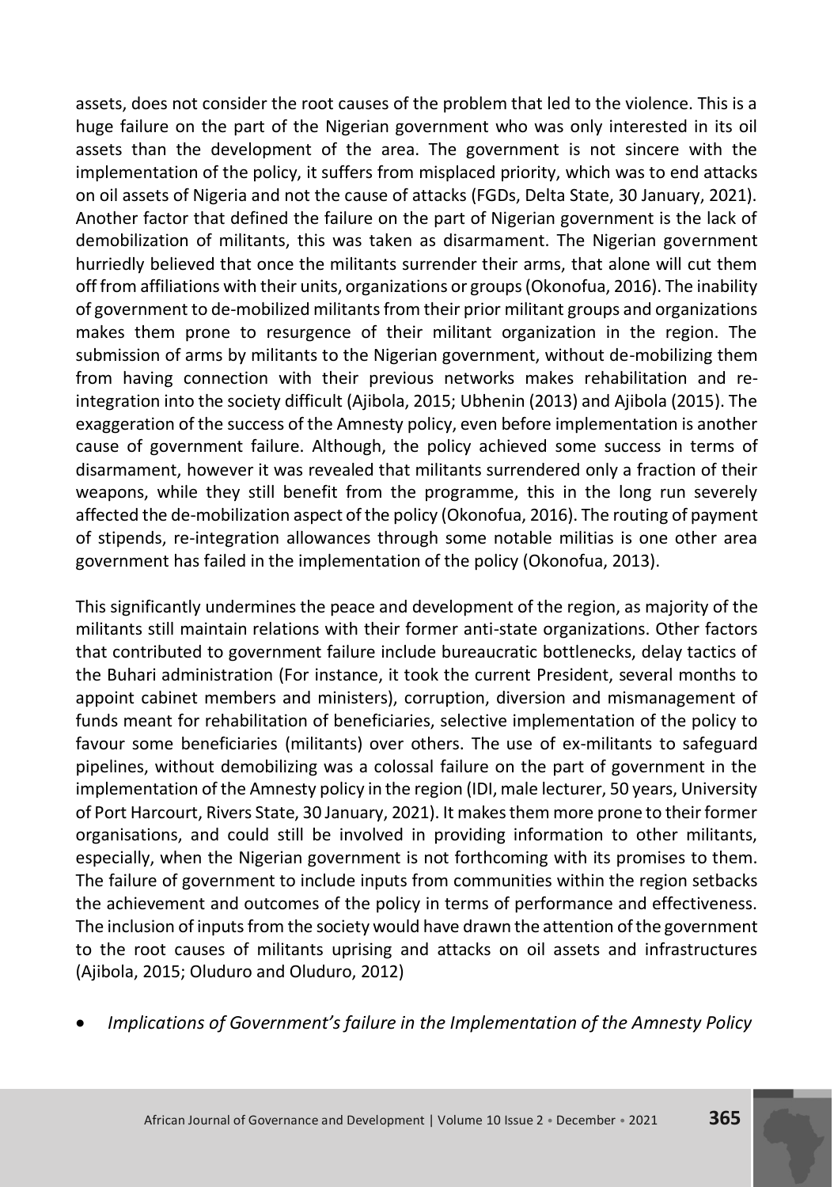assets, does not consider the root causes of the problem that led to the violence. This is a huge failure on the part of the Nigerian government who was only interested in its oil assets than the development of the area. The government is not sincere with the implementation of the policy, it suffers from misplaced priority, which was to end attacks on oil assets of Nigeria and not the cause of attacks (FGDs, Delta State, 30 January, 2021). Another factor that defined the failure on the part of Nigerian government is the lack of demobilization of militants, this was taken as disarmament. The Nigerian government hurriedly believed that once the militants surrender their arms, that alone will cut them off from affiliations with their units, organizations or groups (Okonofua, 2016). The inability of government to de-mobilized militants from their prior militant groups and organizations makes them prone to resurgence of their militant organization in the region. The submission of arms by militants to the Nigerian government, without de-mobilizing them from having connection with their previous networks makes rehabilitation and re-integration into the society difficult (Ajibola, 2015; Ubhenin (2013) and Ajibola (2015). The exaggeration of the success of the Amnesty policy, even before implementation is another cause of government failure. Although, the policy achieved some success in terms of disarmament, however it was revealed that militants surrendered only a fraction of their weapons, while they still benefit from the programme, this in the long run severely affected the de-mobilization aspect of the policy (Okonofua, 2016). The routing of payment of stipends, re-integration allowances through some notable militias is one other area government has failed in the implementation of the policy (Okonofua, 2013).

This significantly undermines the peace and development of the region, as majority of the militants still maintain relations with their former anti-state organizations. Other factors that contributed to government failure include bureaucratic bottlenecks, delay tactics of the Buhari administration (For instance, it took the current President, several months to appoint cabinet members and ministers), corruption, diversion and mismanagement of funds meant for rehabilitation of beneficiaries, selective implementation of the policy to favour some beneficiaries (militants) over others. The use of ex-militants to safeguard pipelines, without demobilizing was a colossal failure on the part of government in the implementation of the Amnesty policy in the region (IDI, male lecturer, 50 years, University of Port Harcourt, Rivers State, 30 January, 2021). It makes them more prone to their former organisations, and could still be involved in providing information to other militants, especially, when the Nigerian government is not forthcoming with its promises to them. The failure of government to include inputs from communities within the region setbacks the achievement and outcomes of the policy in terms of performance and effectiveness. The inclusion of inputs from the society would have drawn the attention of the government to the root causes of militants uprising and attacks on oil assets and infrastructures (Ajibola, 2015; Oluduro and Oluduro, 2012)

- *Implications of Government's failure in the Implementation of the Amnesty Policy*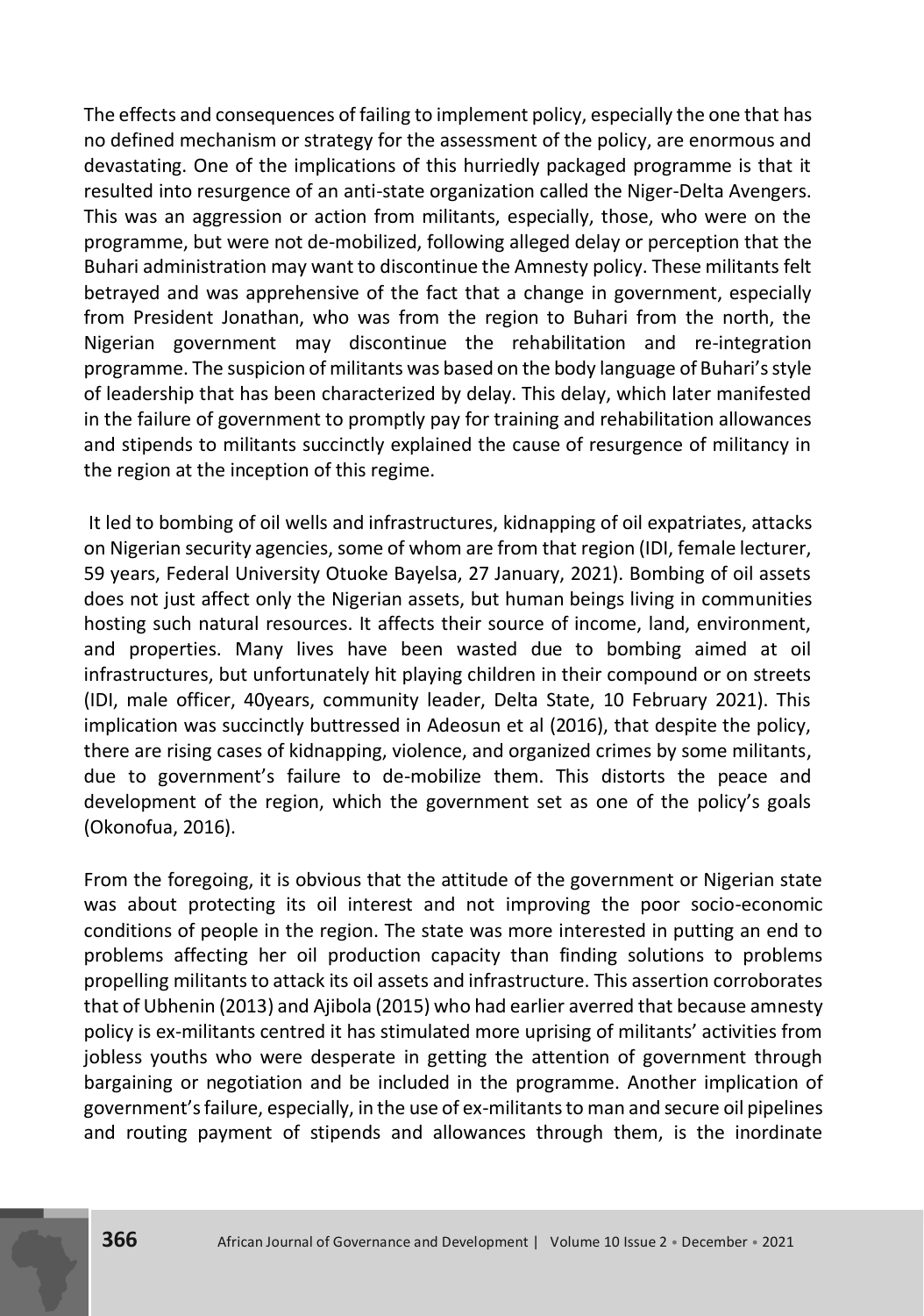The effects and consequences of failing to implement policy, especially the one that has no defined mechanism or strategy for the assessment of the policy, are enormous and devastating. One of the implications of this hurriedly packaged programme is that it resulted into resurgence of an anti-state organization called the Niger-Delta Avengers. This was an aggression or action from militants, especially, those, who were on the programme, but were not de-mobilized, following alleged delay or perception that the Buhari administration may want to discontinue the Amnesty policy. These militants felt betrayed and was apprehensive of the fact that a change in government, especially from President Jonathan, who was from the region to Buhari from the north, the Nigerian government may discontinue the rehabilitation and re-integration programme. The suspicion of militants was based on the body language of Buhari's style of leadership that has been characterized by delay. This delay, which later manifested in the failure of government to promptly pay for training and rehabilitation allowances and stipends to militants succinctly explained the cause of resurgence of militancy in the region at the inception of this regime.

It led to bombing of oil wells and infrastructures, kidnapping of oil expatriates, attacks on Nigerian security agencies, some of whom are from that region (IDI, female lecturer, 59 years, Federal University Otuoke Bayelsa, 27 January, 2021). Bombing of oil assets does not just affect only the Nigerian assets, but human beings living in communities hosting such natural resources. It affects their source of income, land, environment, and properties. Many lives have been wasted due to bombing aimed at oil infrastructures, but unfortunately hit playing children in their compound or on streets (IDI, male officer, 40years, community leader, Delta State, 10 February 2021). This implication was succinctly buttressed in Adeosun et al (2016), that despite the policy, there are rising cases of kidnapping, violence, and organized crimes by some militants, due to government's failure to de-mobilize them. This distorts the peace and development of the region, which the government set as one of the policy's goals (Okonofua, 2016).

From the foregoing, it is obvious that the attitude of the government or Nigerian state was about protecting its oil interest and not improving the poor socio-economic conditions of people in the region. The state was more interested in putting an end to problems affecting her oil production capacity than finding solutions to problems propelling militants to attack its oil assets and infrastructure. This assertion corroborates that of Ubhenin (2013) and Ajibola (2015) who had earlier averred that because amnesty policy is ex-militants centred it has stimulated more uprising of militants' activities from jobless youths who were desperate in getting the attention of government through bargaining or negotiation and be included in the programme. Another implication of government's failure, especially, in the use of ex-militants to man and secure oil pipelines and routing payment of stipends and allowances through them, is the inordinate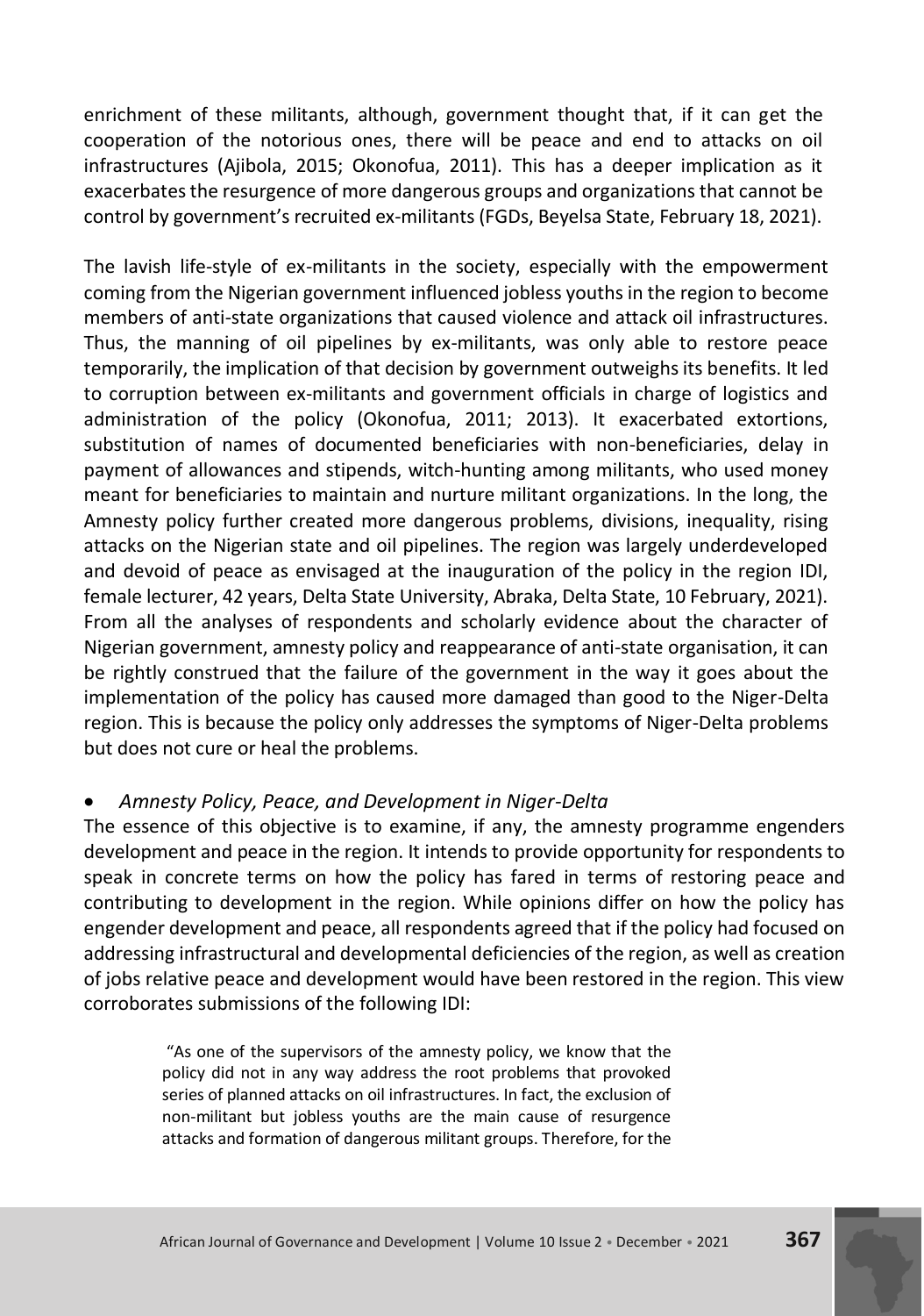enrichment of these militants, although, government thought that, if it can get the cooperation of the notorious ones, there will be peace and end to attacks on oil infrastructures (Ajibola, 2015; Okonofua, 2011). This has a deeper implication as it exacerbates the resurgence of more dangerous groups and organizations that cannot be control by government's recruited ex-militants (FGDs, Beyelsa State, February 18, 2021).

The lavish life-style of ex-militants in the society, especially with the empowerment coming from the Nigerian government influenced jobless youths in the region to become members of anti-state organizations that caused violence and attack oil infrastructures. Thus, the manning of oil pipelines by ex-militants, was only able to restore peace temporarily, the implication of that decision by government outweighs its benefits. It led to corruption between ex-militants and government officials in charge of logistics and administration of the policy (Okonofua, 2011; 2013). It exacerbated extortions, substitution of names of documented beneficiaries with non-beneficiaries, delay in payment of allowances and stipends, witch-hunting among militants, who used money meant for beneficiaries to maintain and nurture militant organizations. In the long, the Amnesty policy further created more dangerous problems, divisions, inequality, rising attacks on the Nigerian state and oil pipelines. The region was largely underdeveloped and devoid of peace as envisaged at the inauguration of the policy in the region IDI, female lecturer, 42 years, Delta State University, Abraka, Delta State, 10 February, 2021). From all the analyses of respondents and scholarly evidence about the character of Nigerian government, amnesty policy and reappearance of anti-state organisation, it can be rightly construed that the failure of the government in the way it goes about the implementation of the policy has caused more damaged than good to the Niger-Delta region. This is because the policy only addresses the symptoms of Niger-Delta problems but does not cure or heal the problems.

- *Amnesty Policy, Peace, and Development in Niger-Delta*

The essence of this objective is to examine, if any, the amnesty programme engenders development and peace in the region. It intends to provide opportunity for respondents to speak in concrete terms on how the policy has fared in terms of restoring peace and contributing to development in the region. While opinions differ on how the policy has engender development and peace, all respondents agreed that if the policy had focused on addressing infrastructural and developmental deficiencies of the region, as well as creation of jobs relative peace and development would have been restored in the region. This view corroborates submissions of the following IDI:

> "As one of the supervisors of the amnesty policy, we know that the policy did not in any way address the root problems that provoked series of planned attacks on oil infrastructures. In fact, the exclusion of non-militant but jobless youths are the main cause of resurgence attacks and formation of dangerous militant groups. Therefore, for the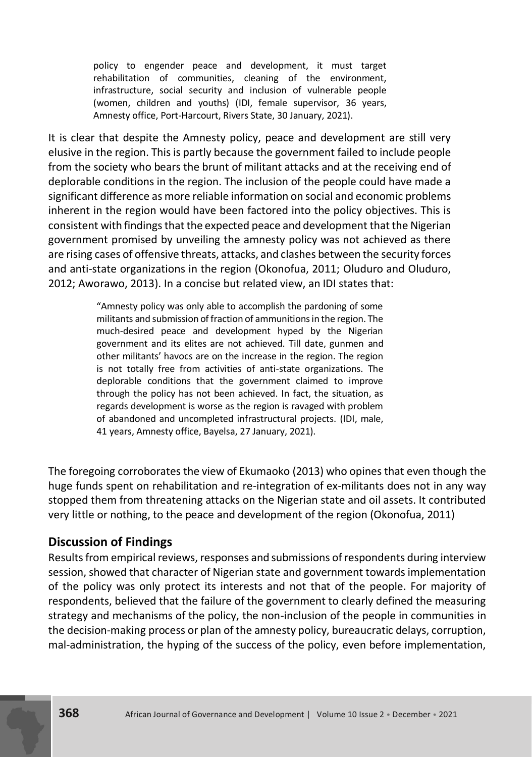> policy to engender peace and development, it must target rehabilitation of communities, cleaning of the environment, infrastructure, social security and inclusion of vulnerable people (women, children and youths) (IDI, female supervisor, 36 years, Amnesty office, Port-Harcourt, Rivers State, 30 January, 2021).

It is clear that despite the Amnesty policy, peace and development are still very elusive in the region. This is partly because the government failed to include people from the society who bears the brunt of militant attacks and at the receiving end of deplorable conditions in the region. The inclusion of the people could have made a significant difference as more reliable information on social and economic problems inherent in the region would have been factored into the policy objectives. This is consistent with findings that the expected peace and development that the Nigerian government promised by unveiling the amnesty policy was not achieved as there are rising cases of offensive threats, attacks, and clashes between the security forces and anti-state organizations in the region (Okonofua, 2011; Oluduro and Oluduro, 2012; Aworawo, 2013). In a concise but related view, an IDI states that:

> "Amnesty policy was only able to accomplish the pardoning of some militants and submission of fraction of ammunitions in the region. The much-desired peace and development hyped by the Nigerian government and its elites are not achieved. Till date, gunmen and other militants' havocs are on the increase in the region. The region is not totally free from activities of anti-state organizations. The deplorable conditions that the government claimed to improve through the policy has not been achieved. In fact, the situation, as regards development is worse as the region is ravaged with problem of abandoned and uncompleted infrastructural projects. (IDI, male, 41 years, Amnesty office, Bayelsa, 27 January, 2021).

The foregoing corroborates the view of Ekumaoko (2013) who opines that even though the huge funds spent on rehabilitation and re-integration of ex-militants does not in any way stopped them from threatening attacks on the Nigerian state and oil assets. It contributed very little or nothing, to the peace and development of the region (Okonofua, 2011)

## Discussion of Findings

Results from empirical reviews, responses and submissions of respondents during interview session, showed that character of Nigerian state and government towards implementation of the policy was only protect its interests and not that of the people. For majority of respondents, believed that the failure of the government to clearly defined the measuring strategy and mechanisms of the policy, the non-inclusion of the people in communities in the decision-making process or plan of the amnesty policy, bureaucratic delays, corruption, mal-administration, the hyping of the success of the policy, even before implementation,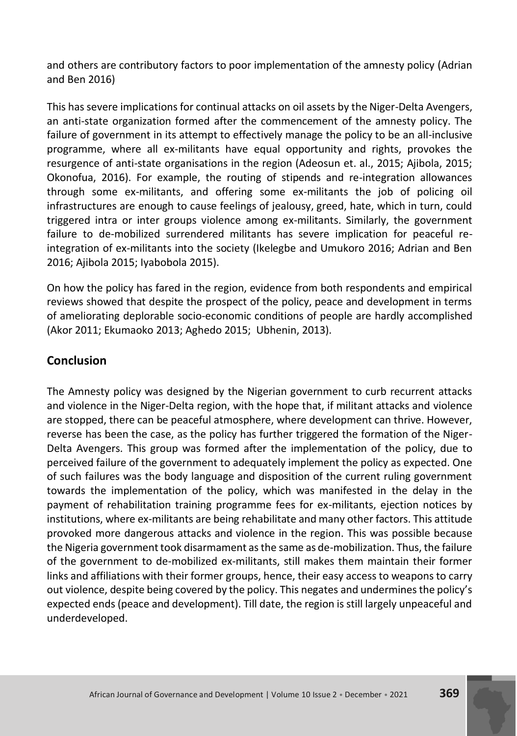and others are contributory factors to poor implementation of the amnesty policy (Adrian and Ben 2016)

This has severe implications for continual attacks on oil assets by the Niger-Delta Avengers, an anti-state organization formed after the commencement of the amnesty policy. The failure of government in its attempt to effectively manage the policy to be an all-inclusive programme, where all ex-militants have equal opportunity and rights, provokes the resurgence of anti-state organisations in the region (Adeosun et. al., 2015; Ajibola, 2015; Okonofua, 2016). For example, the routing of stipends and re-integration allowances through some ex-militants, and offering some ex-militants the job of policing oil infrastructures are enough to cause feelings of jealousy, greed, hate, which in turn, could triggered intra or inter groups violence among ex-militants. Similarly, the government failure to de-mobilized surrendered militants has severe implication for peaceful re-integration of ex-militants into the society (Ikelegbe and Umukoro 2016; Adrian and Ben 2016; Ajibola 2015; Iyabobola 2015).

On how the policy has fared in the region, evidence from both respondents and empirical reviews showed that despite the prospect of the policy, peace and development in terms of ameliorating deplorable socio-economic conditions of people are hardly accomplished (Akor 2011; Ekumaoko 2013; Aghedo 2015; Ubhenin, 2013).

## Conclusion

The Amnesty policy was designed by the Nigerian government to curb recurrent attacks and violence in the Niger-Delta region, with the hope that, if militant attacks and violence are stopped, there can be peaceful atmosphere, where development can thrive. However, reverse has been the case, as the policy has further triggered the formation of the Niger-Delta Avengers. This group was formed after the implementation of the policy, due to perceived failure of the government to adequately implement the policy as expected. One of such failures was the body language and disposition of the current ruling government towards the implementation of the policy, which was manifested in the delay in the payment of rehabilitation training programme fees for ex-militants, ejection notices by institutions, where ex-militants are being rehabilitate and many other factors. This attitude provoked more dangerous attacks and violence in the region. This was possible because the Nigeria government took disarmament as the same as de-mobilization. Thus, the failure of the government to de-mobilized ex-militants, still makes them maintain their former links and affiliations with their former groups, hence, their easy access to weapons to carry out violence, despite being covered by the policy. This negates and undermines the policy's expected ends (peace and development). Till date, the region is still largely unpeaceful and underdeveloped.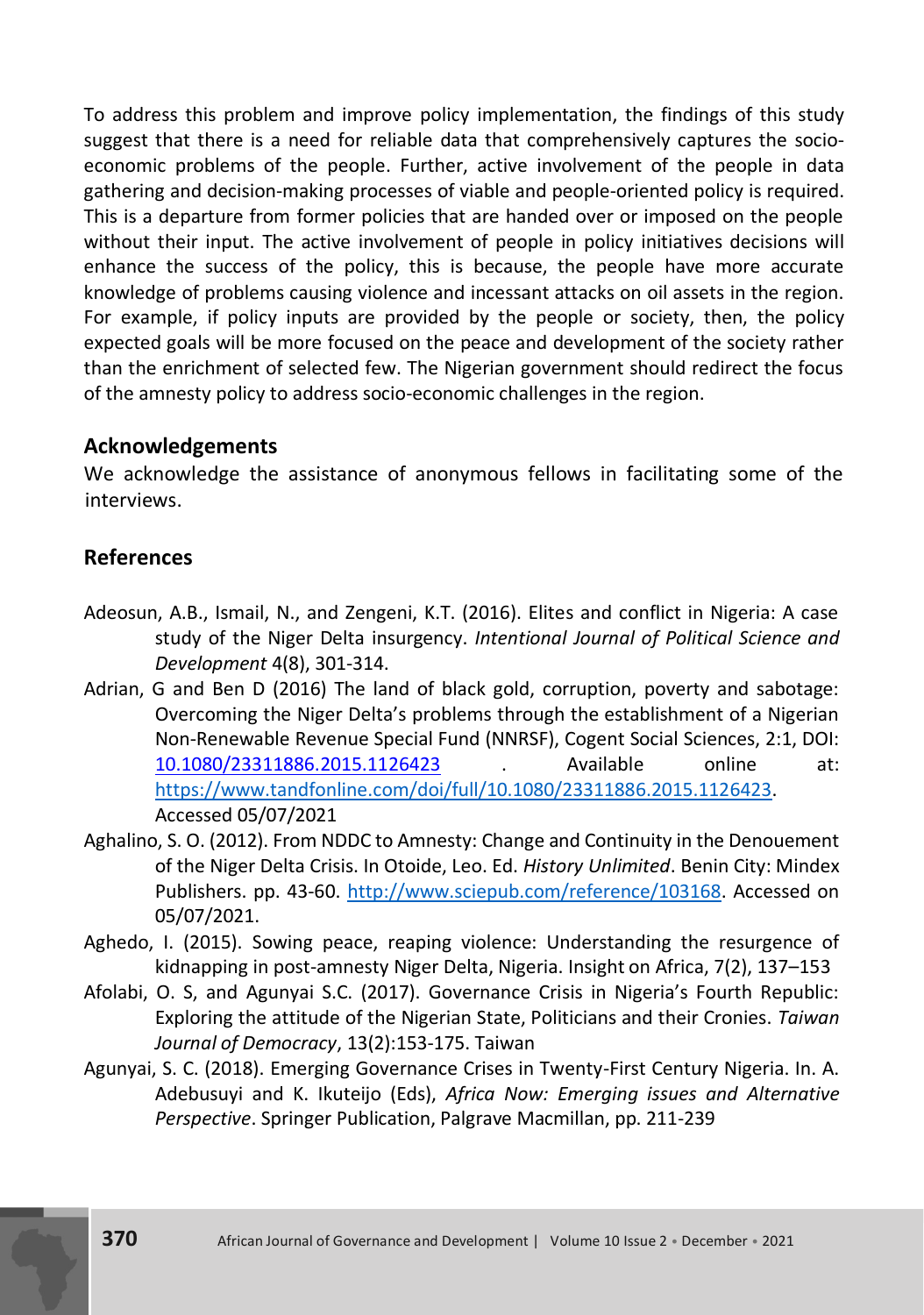To address this problem and improve policy implementation, the findings of this study suggest that there is a need for reliable data that comprehensively captures the socio-economic problems of the people. Further, active involvement of the people in data gathering and decision-making processes of viable and people-oriented policy is required. This is a departure from former policies that are handed over or imposed on the people without their input. The active involvement of people in policy initiatives decisions will enhance the success of the policy, this is because, the people have more accurate knowledge of problems causing violence and incessant attacks on oil assets in the region. For example, if policy inputs are provided by the people or society, then, the policy expected goals will be more focused on the peace and development of the society rather than the enrichment of selected few. The Nigerian government should redirect the focus of the amnesty policy to address socio-economic challenges in the region.

## Acknowledgements

We acknowledge the assistance of anonymous fellows in facilitating some of the interviews.

## References

Adeosun, A.B., Ismail, N., and Zengeni, K.T. (2016). Elites and conflict in Nigeria: A case study of the Niger Delta insurgency. *Intentional Journal of Political Science and Development* 4(8), 301-314.

Adrian, G and Ben D (2016) The land of black gold, corruption, poverty and sabotage: Overcoming the Niger Delta's problems through the establishment of a Nigerian Non-Renewable Revenue Special Fund (NNRSF), Cogent Social Sciences, 2:1, DOI: 10.1080/23311886.2015.1126423 . Available online at: https://www.tandfonline.com/doi/full/10.1080/23311886.2015.1126423. Accessed 05/07/2021

Aghalino, S. O. (2012). From NDDC to Amnesty: Change and Continuity in the Denouement of the Niger Delta Crisis. In Otoide, Leo. Ed. *History Unlimited*. Benin City: Mindex Publishers. pp. 43-60. http://www.sciepub.com/reference/103168. Accessed on 05/07/2021.

Aghedo, I. (2015). Sowing peace, reaping violence: Understanding the resurgence of kidnapping in post-amnesty Niger Delta, Nigeria. Insight on Africa, 7(2), 137–153

Afolabi, O. S, and Agunyai S.C. (2017). Governance Crisis in Nigeria's Fourth Republic: Exploring the attitude of the Nigerian State, Politicians and their Cronies. *Taiwan Journal of Democracy*, 13(2):153-175. Taiwan

Agunyai, S. C. (2018). Emerging Governance Crises in Twenty-First Century Nigeria. In. A. Adebusuyi and K. Ikuteijo (Eds), *Africa Now: Emerging issues and Alternative Perspective*. Springer Publication, Palgrave Macmillan, pp. 211-239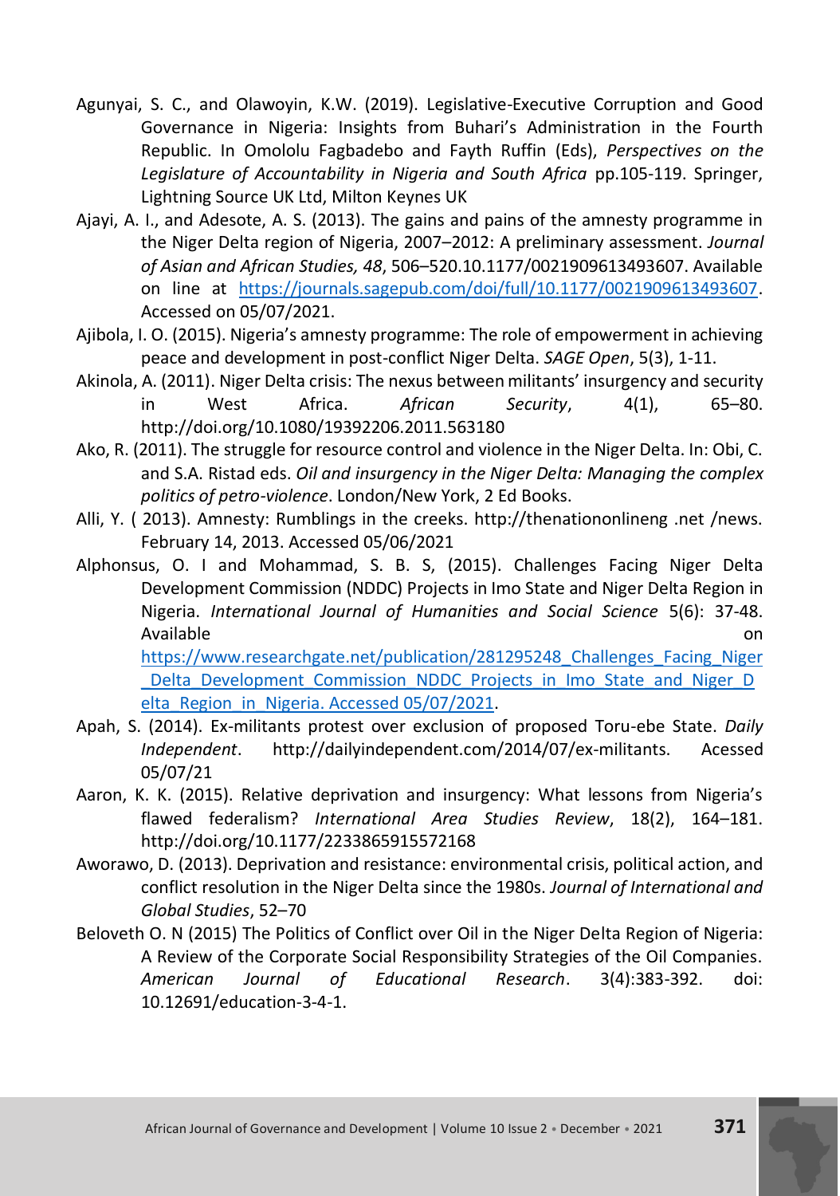Agunyai, S. C., and Olawoyin, K.W. (2019). Legislative-Executive Corruption and Good Governance in Nigeria: Insights from Buhari's Administration in the Fourth Republic. In Omololu Fagbadebo and Fayth Ruffin (Eds), *Perspectives on the Legislature of Accountability in Nigeria and South Africa* pp.105-119. Springer, Lightning Source UK Ltd, Milton Keynes UK

Ajayi, A. I., and Adesote, A. S. (2013). The gains and pains of the amnesty programme in the Niger Delta region of Nigeria, 2007–2012: A preliminary assessment. *Journal of Asian and African Studies, 48*, 506–520.10.1177/0021909613493607. Available on line at https://journals.sagepub.com/doi/full/10.1177/0021909613493607. Accessed on 05/07/2021.

Ajibola, I. O. (2015). Nigeria's amnesty programme: The role of empowerment in achieving peace and development in post-conflict Niger Delta. *SAGE Open*, 5(3), 1-11.

Akinola, A. (2011). Niger Delta crisis: The nexus between militants' insurgency and security in West Africa. *African Security*, 4(1), 65–80. http://doi.org/10.1080/19392206.2011.563180

Ako, R. (2011). The struggle for resource control and violence in the Niger Delta. In: Obi, C. and S.A. Ristad eds. *Oil and insurgency in the Niger Delta: Managing the complex politics of petro-violence*. London/New York, 2 Ed Books.

Alli, Y. ( 2013). Amnesty: Rumblings in the creeks. http://thenationonlineng .net /news. February 14, 2013. Accessed 05/06/2021

Alphonsus, O. I and Mohammad, S. B. S, (2015). Challenges Facing Niger Delta Development Commission (NDDC) Projects in Imo State and Niger Delta Region in Nigeria. *International Journal of Humanities and Social Science* 5(6): 37-48. Available on https://www.researchgate.net/publication/281295248_Challenges_Facing_Niger_Delta_Development_Commission_NDDC_Projects_in_Imo_State_and_Niger_Delta_Region_in_Nigeria. Accessed 05/07/2021.

Apah, S. (2014). Ex-militants protest over exclusion of proposed Toru-ebe State. *Daily Independent*. http://dailyindependent.com/2014/07/ex-militants. Acessed 05/07/21

Aaron, K. K. (2015). Relative deprivation and insurgency: What lessons from Nigeria's flawed federalism? *International Area Studies Review*, 18(2), 164–181. http://doi.org/10.1177/2233865915572168

Aworawo, D. (2013). Deprivation and resistance: environmental crisis, political action, and conflict resolution in the Niger Delta since the 1980s. *Journal of International and Global Studies*, 52–70

Beloveth O. N (2015) The Politics of Conflict over Oil in the Niger Delta Region of Nigeria: A Review of the Corporate Social Responsibility Strategies of the Oil Companies. *American Journal of Educational Research*. 3(4):383-392. doi: 10.12691/education-3-4-1.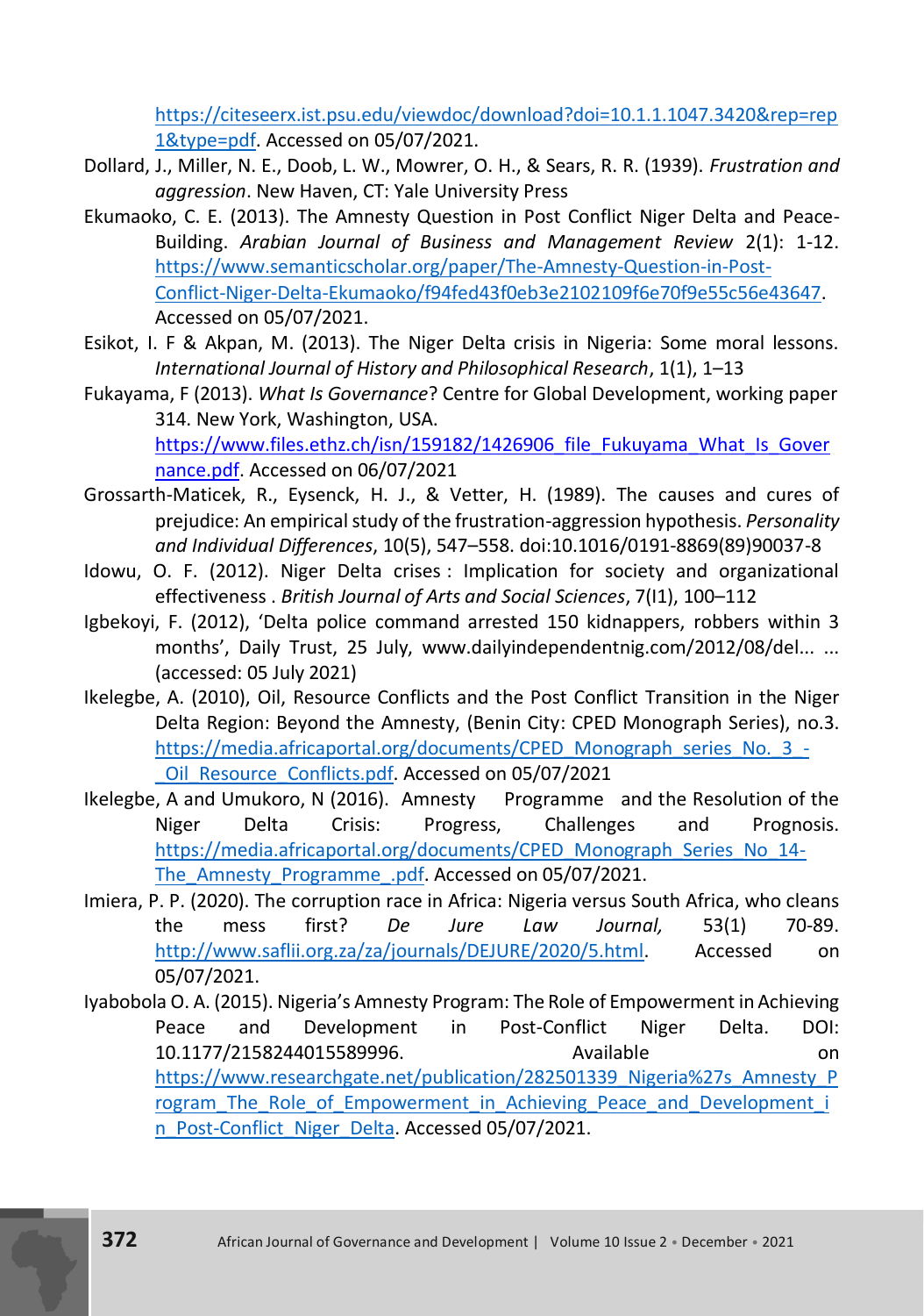https://citeseerx.ist.psu.edu/viewdoc/download?doi=10.1.1.1047.3420&rep=rep1&type=pdf. Accessed on 05/07/2021.

Dollard, J., Miller, N. E., Doob, L. W., Mowrer, O. H., & Sears, R. R. (1939). *Frustration and aggression*. New Haven, CT: Yale University Press

Ekumaoko, C. E. (2013). The Amnesty Question in Post Conflict Niger Delta and Peace-Building. *Arabian Journal of Business and Management Review* 2(1): 1-12. https://www.semanticscholar.org/paper/The-Amnesty-Question-in-Post-Conflict-Niger-Delta-Ekumaoko/f94fed43f0eb3e2102109f6e70f9e55c56e43647. Accessed on 05/07/2021.

Esikot, I. F & Akpan, M. (2013). The Niger Delta crisis in Nigeria: Some moral lessons. *International Journal of History and Philosophical Research*, 1(1), 1–13

Fukayama, F (2013). *What Is Governance*? Centre for Global Development, working paper 314. New York, Washington, USA. https://www.files.ethz.ch/isn/159182/1426906_file_Fukuyama_What_Is_Governance.pdf. Accessed on 06/07/2021

Grossarth-Maticek, R., Eysenck, H. J., & Vetter, H. (1989). The causes and cures of prejudice: An empirical study of the frustration-aggression hypothesis. *Personality and Individual Differences*, 10(5), 547–558. doi:10.1016/0191-8869(89)90037-8

Idowu, O. F. (2012). Niger Delta crises : Implication for society and organizational effectiveness . *British Journal of Arts and Social Sciences*, 7(I1), 100–112

Igbekoyi, F. (2012), 'Delta police command arrested 150 kidnappers, robbers within 3 months', Daily Trust, 25 July, www.dailyindependentnig.com/2012/08/del... ... (accessed: 05 July 2021)

Ikelegbe, A. (2010), Oil, Resource Conflicts and the Post Conflict Transition in the Niger Delta Region: Beyond the Amnesty, (Benin City: CPED Monograph Series), no.3. https://media.africaportal.org/documents/CPED_Monograph_series_No._3_-_Oil_Resource_Conflicts.pdf. Accessed on 05/07/2021

Ikelegbe, A and Umukoro, N (2016). Amnesty Programme and the Resolution of the Niger Delta Crisis: Progress, Challenges and Prognosis. https://media.africaportal.org/documents/CPED_Monograph_Series_No_14-The_Amnesty_Programme_.pdf. Accessed on 05/07/2021.

Imiera, P. P. (2020). The corruption race in Africa: Nigeria versus South Africa, who cleans the mess first? *De Jure Law Journal,* 53(1) 70-89. http://www.saflii.org.za/za/journals/DEJURE/2020/5.html. Accessed on 05/07/2021.

Iyabobola O. A. (2015). Nigeria's Amnesty Program: The Role of Empowerment in Achieving Peace and Development in Post-Conflict Niger Delta. DOI: 10.1177/2158244015589996. Available on https://www.researchgate.net/publication/282501339_Nigeria%27s_Amnesty_Program_The_Role_of_Empowerment_in_Achieving_Peace_and_Development_in_Post-Conflict_Niger_Delta. Accessed 05/07/2021.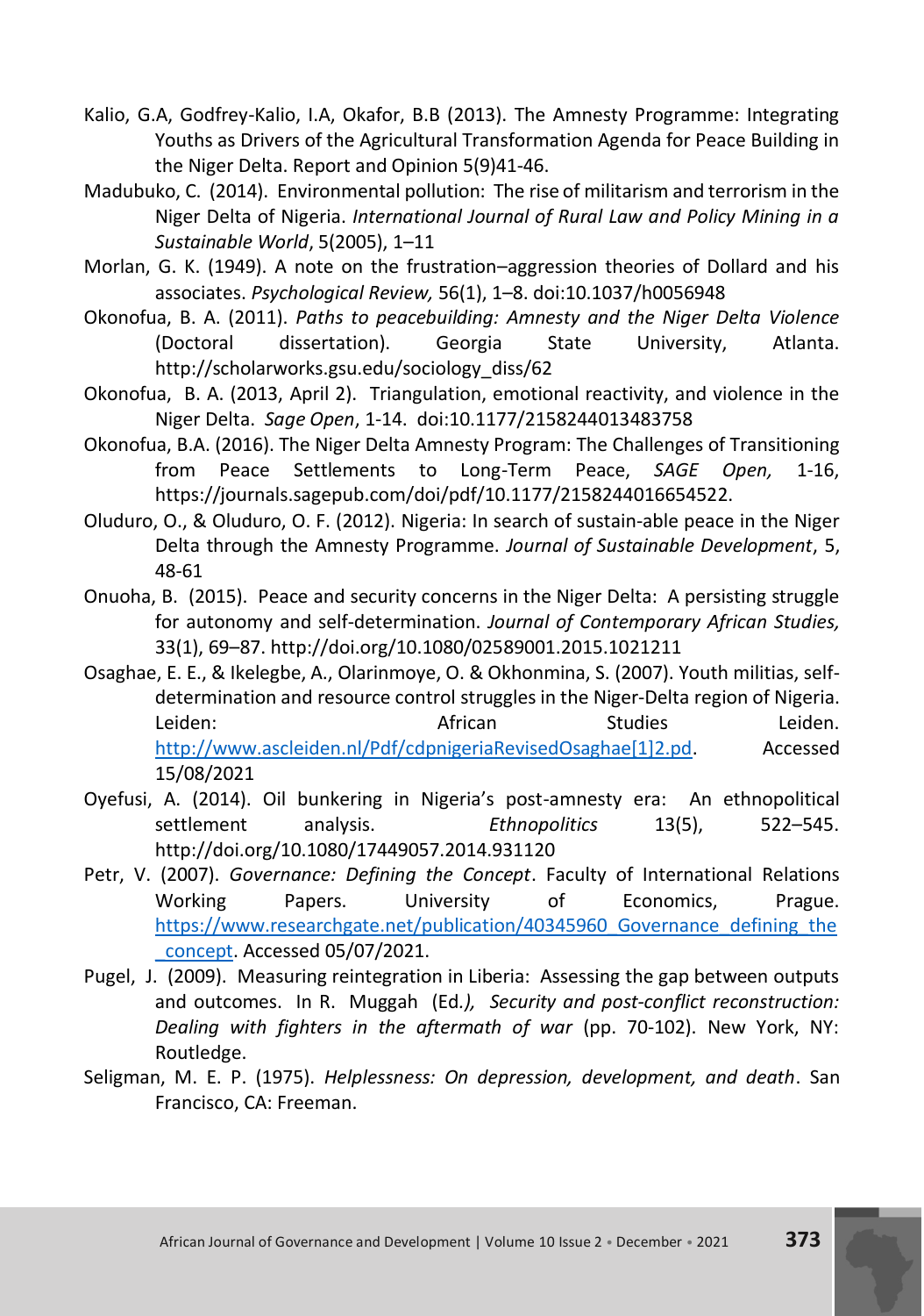Kalio, G.A, Godfrey-Kalio, I.A, Okafor, B.B (2013). The Amnesty Programme: Integrating Youths as Drivers of the Agricultural Transformation Agenda for Peace Building in the Niger Delta. Report and Opinion 5(9)41-46.

Madubuko, C. (2014). Environmental pollution: The rise of militarism and terrorism in the Niger Delta of Nigeria. *International Journal of Rural Law and Policy Mining in a Sustainable World*, 5(2005), 1–11

Morlan, G. K. (1949). A note on the frustration–aggression theories of Dollard and his associates. *Psychological Review,* 56(1), 1–8. doi:10.1037/h0056948

Okonofua, B. A. (2011). *Paths to peacebuilding: Amnesty and the Niger Delta Violence* (Doctoral dissertation). Georgia State University, Atlanta. http://scholarworks.gsu.edu/sociology_diss/62

Okonofua, B. A. (2013, April 2). Triangulation, emotional reactivity, and violence in the Niger Delta. *Sage Open*, 1-14. doi:10.1177/2158244013483758

Okonofua, B.A. (2016). The Niger Delta Amnesty Program: The Challenges of Transitioning from Peace Settlements to Long-Term Peace, *SAGE Open,* 1-16, https://journals.sagepub.com/doi/pdf/10.1177/2158244016654522.

Oluduro, O., & Oluduro, O. F. (2012). Nigeria: In search of sustain-able peace in the Niger Delta through the Amnesty Programme. *Journal of Sustainable Development*, 5, 48-61

Onuoha, B. (2015). Peace and security concerns in the Niger Delta: A persisting struggle for autonomy and self-determination. *Journal of Contemporary African Studies,* 33(1), 69–87. http://doi.org/10.1080/02589001.2015.1021211

Osaghae, E. E., & Ikelegbe, A., Olarinmoye, O. & Okhonmina, S. (2007). Youth militias, self-determination and resource control struggles in the Niger-Delta region of Nigeria. Leiden: African Studies Leiden. http://www.ascleiden.nl/Pdf/cdpnigeriaRevisedOsaghae[1]2.pd. Accessed 15/08/2021

Oyefusi, A. (2014). Oil bunkering in Nigeria's post-amnesty era: An ethnopolitical settlement analysis. *Ethnopolitics* 13(5), 522–545. http://doi.org/10.1080/17449057.2014.931120

Petr, V. (2007). *Governance: Defining the Concept*. Faculty of International Relations Working Papers. University of Economics, Prague. https://www.researchgate.net/publication/40345960_Governance_defining_the_concept. Accessed 05/07/2021.

Pugel, J. (2009). Measuring reintegration in Liberia: Assessing the gap between outputs and outcomes. In R. Muggah (Ed.*), Security and post-conflict reconstruction: Dealing with fighters in the aftermath of war* (pp. 70-102). New York, NY: Routledge.

Seligman, M. E. P. (1975). *Helplessness: On depression, development, and death*. San Francisco, CA: Freeman.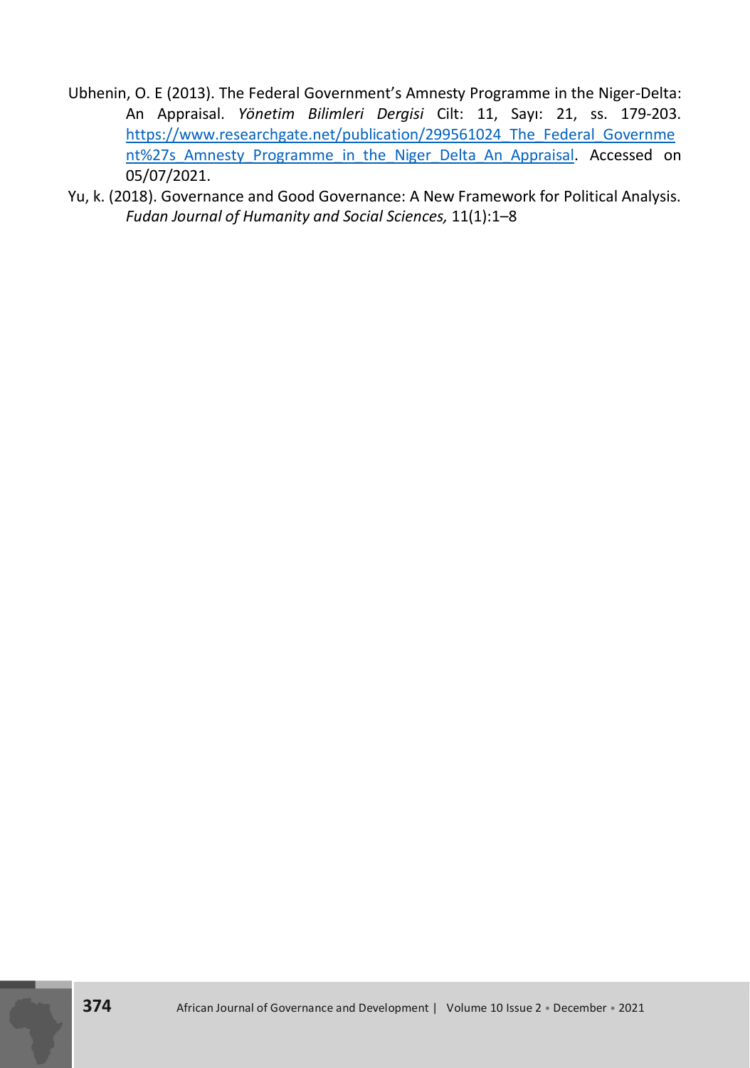Ubhenin, O. E (2013). The Federal Government's Amnesty Programme in the Niger-Delta: An Appraisal. *Yönetim Bilimleri Dergisi* Cilt: 11, Sayı: 21, ss. 179-203. https://www.researchgate.net/publication/299561024_The_Federal_Government%27s_Amnesty_Programme_in_the_Niger_Delta_An_Appraisal. Accessed on 05/07/2021.

Yu, k. (2018). Governance and Good Governance: A New Framework for Political Analysis. *Fudan Journal of Humanity and Social Sciences,* 11(1):1–8